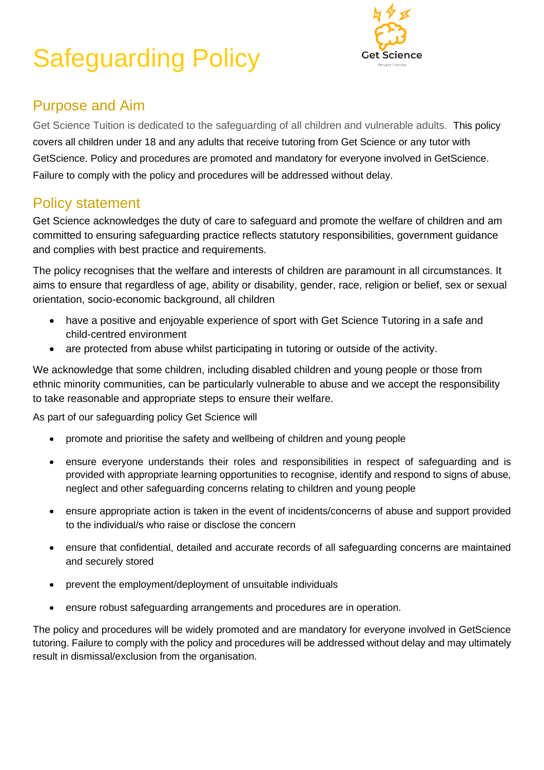# Safeguarding Policy

## Purpose and Aim

Get Science Tuition is dedicated to the safeguarding of all children and vulnerable adults. This policy covers all children under 18 and any adults that receive tutoring from Get Science or any tutor with GetScience. Policy and procedures are promoted and mandatory for everyone involved in GetScience. Failure to comply with the policy and procedures will be addressed without delay.

## Policy statement

Get Science acknowledges the duty of care to safeguard and promote the welfare of children and am committed to ensuring safeguarding practice reflects statutory responsibilities, government guidance and complies with best practice and requirements.

The policy recognises that the welfare and interests of children are paramount in all circumstances. It aims to ensure that regardless of age, ability or disability, gender, race, religion or belief, sex or sexual orientation, socio-economic background, all children

- have a positive and enjoyable experience of sport with Get Science Tutoring in a safe and child-centred environment
- are protected from abuse whilst participating in tutoring or outside of the activity.

We acknowledge that some children, including disabled children and young people or those from ethnic minority communities, can be particularly vulnerable to abuse and we accept the responsibility to take reasonable and appropriate steps to ensure their welfare.

As part of our safeguarding policy Get Science will

- promote and prioritise the safety and wellbeing of children and young people
- ensure everyone understands their roles and responsibilities in respect of safeguarding and is provided with appropriate learning opportunities to recognise, identify and respond to signs of abuse, neglect and other safeguarding concerns relating to children and young people
- ensure appropriate action is taken in the event of incidents/concerns of abuse and support provided to the individual/s who raise or disclose the concern
- ensure that confidential, detailed and accurate records of all safeguarding concerns are maintained and securely stored
- prevent the employment/deployment of unsuitable individuals
- ensure robust safeguarding arrangements and procedures are in operation.

The policy and procedures will be widely promoted and are mandatory for everyone involved in GetScience tutoring. Failure to comply with the policy and procedures will be addressed without delay and may ultimately result in dismissal/exclusion from the organisation.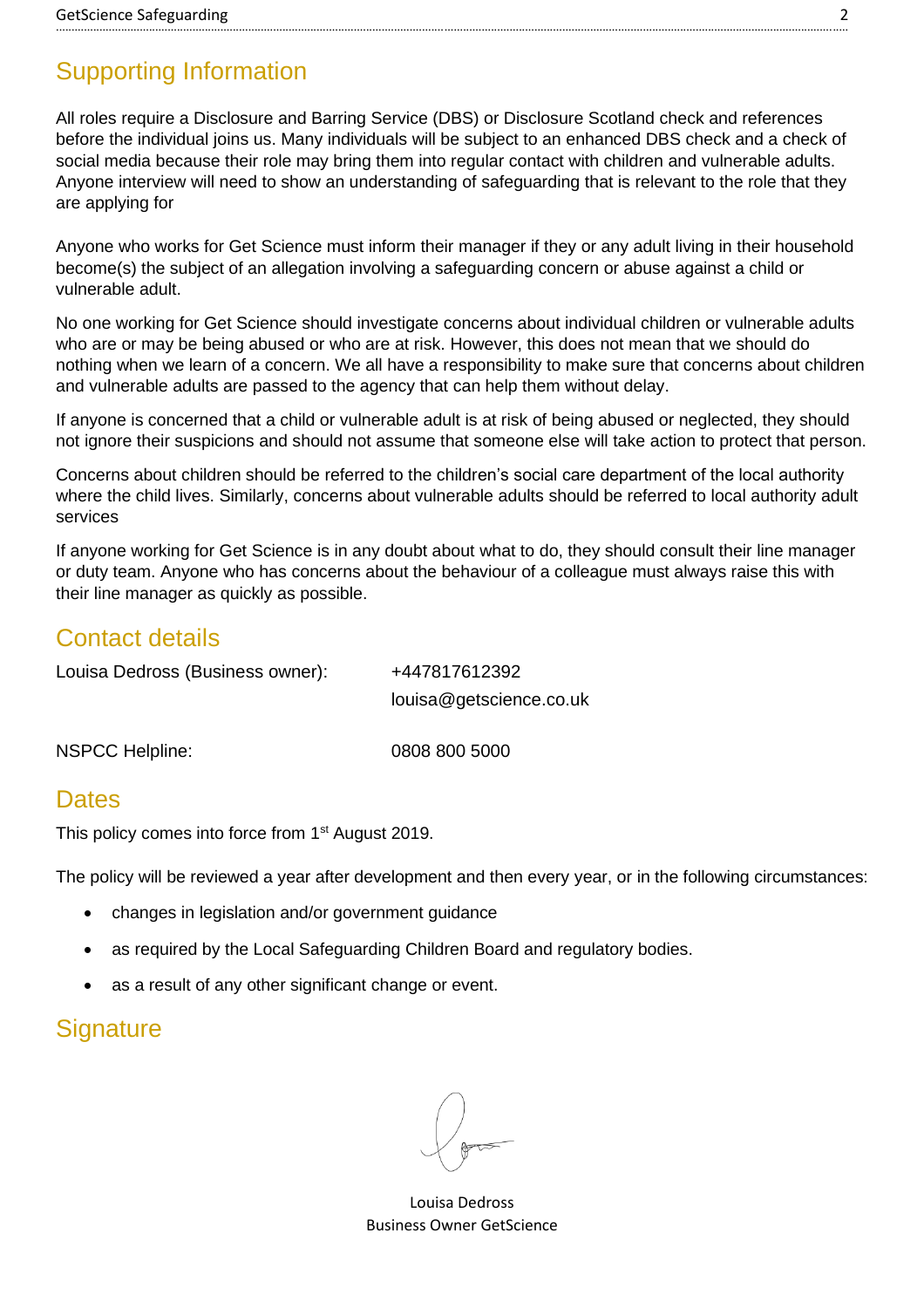## Supporting Information

All roles require a Disclosure and Barring Service (DBS) or Disclosure Scotland check and references before the individual joins us. Many individuals will be subject to an enhanced DBS check and a check of social media because their role may bring them into regular contact with children and vulnerable adults. Anyone interview will need to show an understanding of safeguarding that is relevant to the role that they are applying for

Anyone who works for Get Science must inform their manager if they or any adult living in their household become(s) the subject of an allegation involving a safeguarding concern or abuse against a child or vulnerable adult.

No one working for Get Science should investigate concerns about individual children or vulnerable adults who are or may be being abused or who are at risk. However, this does not mean that we should do nothing when we learn of a concern. We all have a responsibility to make sure that concerns about children and vulnerable adults are passed to the agency that can help them without delay.

If anyone is concerned that a child or vulnerable adult is at risk of being abused or neglected, they should not ignore their suspicions and should not assume that someone else will take action to protect that person.

Concerns about children should be referred to the children's social care department of the local authority where the child lives. Similarly, concerns about vulnerable adults should be referred to local authority adult services

If anyone working for Get Science is in any doubt about what to do, they should consult their line manager or duty team. Anyone who has concerns about the behaviour of a colleague must always raise this with their line manager as quickly as possible.

## Contact details

| | |
|---|---|
| Louisa Dedross (Business owner): | +447817612392<br>louisa@getscience.co.uk |
| NSPCC Helpline: | 0808 800 5000 |

## Dates

This policy comes into force from 1st August 2019.

The policy will be reviewed a year after development and then every year, or in the following circumstances:

- changes in legislation and/or government guidance
- as required by the Local Safeguarding Children Board and regulatory bodies.
- as a result of any other significant change or event.

## Signature

Louisa Dedross
Business Owner GetScience